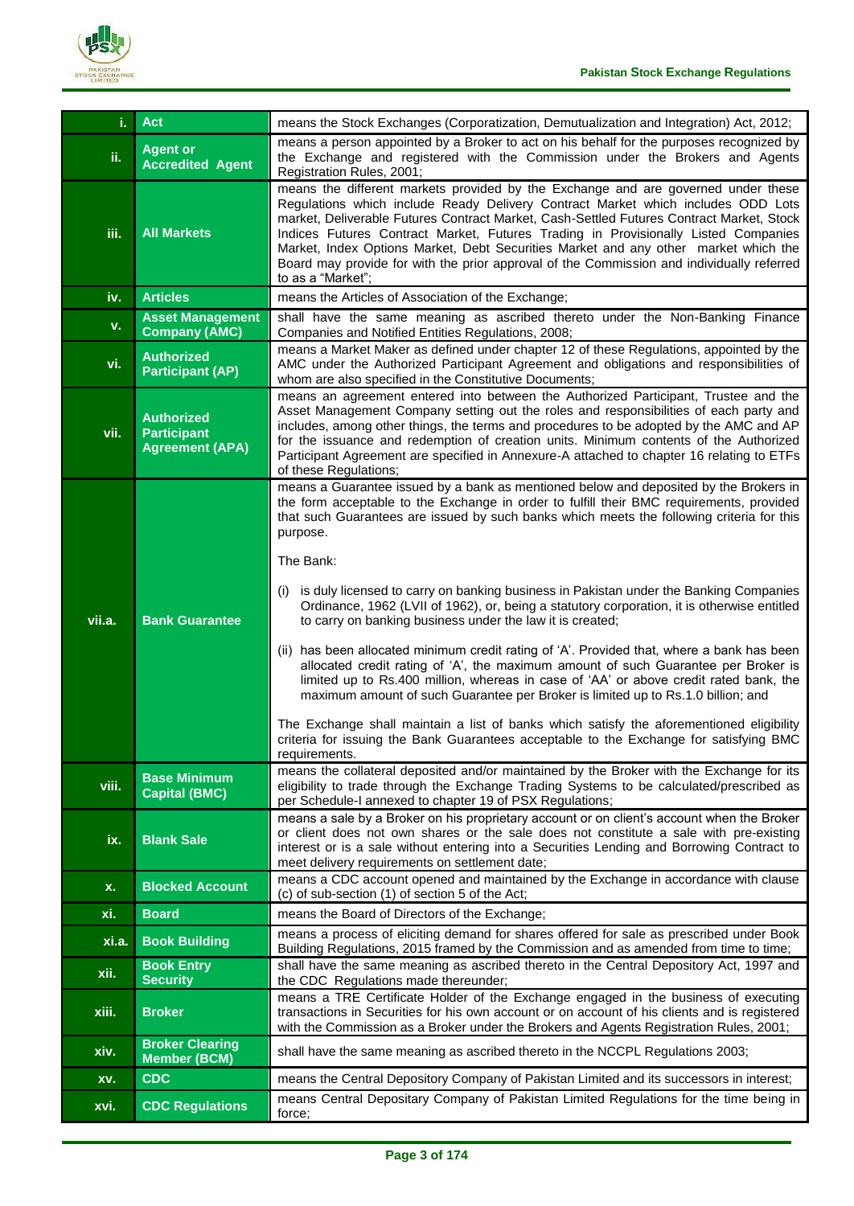| | | |
|---|---|---|
| **i.** | **Act** | means the Stock Exchanges (Corporatization, Demutualization and Integration) Act, 2012; |
| **ii.** | **Agent or Accredited Agent** | means a person appointed by a Broker to act on his behalf for the purposes recognized by the Exchange and registered with the Commission under the Brokers and Agents Registration Rules, 2001; |
| **iii.** | **All Markets** | means the different markets provided by the Exchange and are governed under these Regulations which include Ready Delivery Contract Market which includes ODD Lots market, Deliverable Futures Contract Market, Cash-Settled Futures Contract Market, Stock Indices Futures Contract Market, Futures Trading in Provisionally Listed Companies Market, Index Options Market, Debt Securities Market and any other market which the Board may provide for with the prior approval of the Commission and individually referred to as a "Market"; |
| **iv.** | **Articles** | means the Articles of Association of the Exchange; |
| **v.** | **Asset Management Company (AMC)** | shall have the same meaning as ascribed thereto under the Non-Banking Finance Companies and Notified Entities Regulations, 2008; |
| **vi.** | **Authorized Participant (AP)** | means a Market Maker as defined under chapter 12 of these Regulations, appointed by the AMC under the Authorized Participant Agreement and obligations and responsibilities of whom are also specified in the Constitutive Documents; |
| **vii.** | **Authorized Participant Agreement (APA)** | means an agreement entered into between the Authorized Participant, Trustee and the Asset Management Company setting out the roles and responsibilities of each party and includes, among other things, the terms and procedures to be adopted by the AMC and AP for the issuance and redemption of creation units. Minimum contents of the Authorized Participant Agreement are specified in Annexure-A attached to chapter 16 relating to ETFs of these Regulations; |
| **vii.a.** | **Bank Guarantee** | means a Guarantee issued by a bank as mentioned below and deposited by the Brokers in the form acceptable to the Exchange in order to fulfill their BMC requirements, provided that such Guarantees are issued by such banks which meets the following criteria for this purpose.<br><br>The Bank:<br><br>(i) is duly licensed to carry on banking business in Pakistan under the Banking Companies Ordinance, 1962 (LVII of 1962), or, being a statutory corporation, it is otherwise entitled to carry on banking business under the law it is created;<br><br>(ii) has been allocated minimum credit rating of 'A'. Provided that, where a bank has been allocated credit rating of 'A', the maximum amount of such Guarantee per Broker is limited up to Rs.400 million, whereas in case of 'AA' or above credit rated bank, the maximum amount of such Guarantee per Broker is limited up to Rs.1.0 billion; and<br><br>The Exchange shall maintain a list of banks which satisfy the aforementioned eligibility criteria for issuing the Bank Guarantees acceptable to the Exchange for satisfying BMC requirements. |
| **viii.** | **Base Minimum Capital (BMC)** | means the collateral deposited and/or maintained by the Broker with the Exchange for its eligibility to trade through the Exchange Trading Systems to be calculated/prescribed as per Schedule-I annexed to chapter 19 of PSX Regulations; |
| **ix.** | **Blank Sale** | means a sale by a Broker on his proprietary account or on client's account when the Broker or client does not own shares or the sale does not constitute a sale with pre-existing interest or is a sale without entering into a Securities Lending and Borrowing Contract to meet delivery requirements on settlement date; |
| **x.** | **Blocked Account** | means a CDC account opened and maintained by the Exchange in accordance with clause (c) of sub-section (1) of section 5 of the Act; |
| **xi.** | **Board** | means the Board of Directors of the Exchange; |
| **xi.a.** | **Book Building** | means a process of eliciting demand for shares offered for sale as prescribed under Book Building Regulations, 2015 framed by the Commission and as amended from time to time; |
| **xii.** | **Book Entry Security** | shall have the same meaning as ascribed thereto in the Central Depository Act, 1997 and the CDC Regulations made thereunder; |
| **xiii.** | **Broker** | means a TRE Certificate Holder of the Exchange engaged in the business of executing transactions in Securities for his own account or on account of his clients and is registered with the Commission as a Broker under the Brokers and Agents Registration Rules, 2001; |
| **xiv.** | **Broker Clearing Member (BCM)** | shall have the same meaning as ascribed thereto in the NCCPL Regulations 2003; |
| **xv.** | **CDC** | means the Central Depository Company of Pakistan Limited and its successors in interest; |
| **xvi.** | **CDC Regulations** | means Central Depositary Company of Pakistan Limited Regulations for the time being in force; |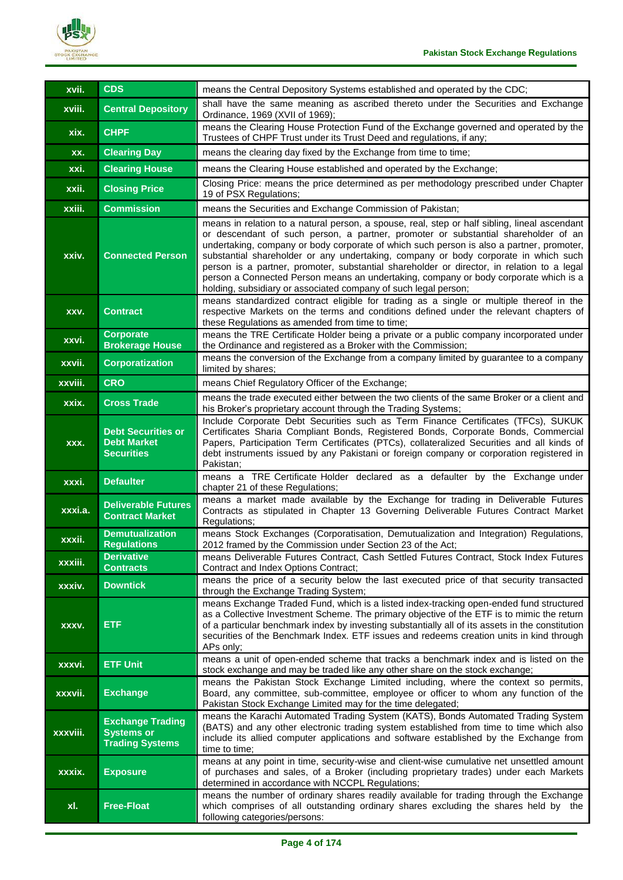| | | |
|---|---|---|
| xvii. | **CDS** | means the Central Depository Systems established and operated by the CDC; |
| xviii. | **Central Depository** | shall have the same meaning as ascribed thereto under the Securities and Exchange Ordinance, 1969 (XVII of 1969); |
| xix. | **CHPF** | means the Clearing House Protection Fund of the Exchange governed and operated by the Trustees of CHPF Trust under its Trust Deed and regulations, if any; |
| xx. | **Clearing Day** | means the clearing day fixed by the Exchange from time to time; |
| xxi. | **Clearing House** | means the Clearing House established and operated by the Exchange; |
| xxii. | **Closing Price** | Closing Price: means the price determined as per methodology prescribed under Chapter 19 of PSX Regulations; |
| xxiii. | **Commission** | means the Securities and Exchange Commission of Pakistan; |
| xxiv. | **Connected Person** | means in relation to a natural person, a spouse, real, step or half sibling, lineal ascendant or descendant of such person, a partner, promoter or substantial shareholder of an undertaking, company or body corporate of which such person is also a partner, promoter, substantial shareholder or any undertaking, company or body corporate in which such person is a partner, promoter, substantial shareholder or director, in relation to a legal person a Connected Person means an undertaking, company or body corporate which is a holding, subsidiary or associated company of such legal person; |
| xxv. | **Contract** | means standardized contract eligible for trading as a single or multiple thereof in the respective Markets on the terms and conditions defined under the relevant chapters of these Regulations as amended from time to time; |
| xxvi. | **Corporate Brokerage House** | means the TRE Certificate Holder being a private or a public company incorporated under the Ordinance and registered as a Broker with the Commission; |
| xxvii. | **Corporatization** | means the conversion of the Exchange from a company limited by guarantee to a company limited by shares; |
| xxviii. | **CRO** | means Chief Regulatory Officer of the Exchange; |
| xxix. | **Cross Trade** | means the trade executed either between the two clients of the same Broker or a client and his Broker's proprietary account through the Trading Systems; |
| xxx. | **Debt Securities or Debt Market Securities** | Include Corporate Debt Securities such as Term Finance Certificates (TFCs), SUKUK Certificates Sharia Compliant Bonds, Registered Bonds, Corporate Bonds, Commercial Papers, Participation Term Certificates (PTCs), collateralized Securities and all kinds of debt instruments issued by any Pakistani or foreign company or corporation registered in Pakistan; |
| xxxi. | **Defaulter** | means a TRE Certificate Holder declared as a defaulter by the Exchange under chapter 21 of these Regulations; |
| xxxi.a. | **Deliverable Futures Contract Market** | means a market made available by the Exchange for trading in Deliverable Futures Contracts as stipulated in Chapter 13 Governing Deliverable Futures Contract Market Regulations; |
| xxxii. | **Demutualization Regulations** | means Stock Exchanges (Corporatisation, Demutualization and Integration) Regulations, 2012 framed by the Commission under Section 23 of the Act; |
| xxxiii. | **Derivative Contracts** | means Deliverable Futures Contract, Cash Settled Futures Contract, Stock Index Futures Contract and Index Options Contract; |
| xxxiv. | **Downtick** | means the price of a security below the last executed price of that security transacted through the Exchange Trading System; |
| xxxv. | **ETF** | means Exchange Traded Fund, which is a listed index-tracking open-ended fund structured as a Collective Investment Scheme. The primary objective of the ETF is to mimic the return of a particular benchmark index by investing substantially all of its assets in the constitution securities of the Benchmark Index. ETF issues and redeems creation units in kind through APs only; |
| xxxvi. | **ETF Unit** | means a unit of open-ended scheme that tracks a benchmark index and is listed on the stock exchange and may be traded like any other share on the stock exchange; |
| xxxvii. | **Exchange** | means the Pakistan Stock Exchange Limited including, where the context so permits, Board, any committee, sub-committee, employee or officer to whom any function of the Pakistan Stock Exchange Limited may for the time delegated; |
| xxxviii. | **Exchange Trading Systems or Trading Systems** | means the Karachi Automated Trading System (KATS), Bonds Automated Trading System (BATS) and any other electronic trading system established from time to time which also include its allied computer applications and software established by the Exchange from time to time; |
| xxxix. | **Exposure** | means at any point in time, security-wise and client-wise cumulative net unsettled amount of purchases and sales, of a Broker (including proprietary trades) under each Markets determined in accordance with NCCPL Regulations; |
| xl. | **Free-Float** | means the number of ordinary shares readily available for trading through the Exchange which comprises of all outstanding ordinary shares excluding the shares held by the following categories/persons: |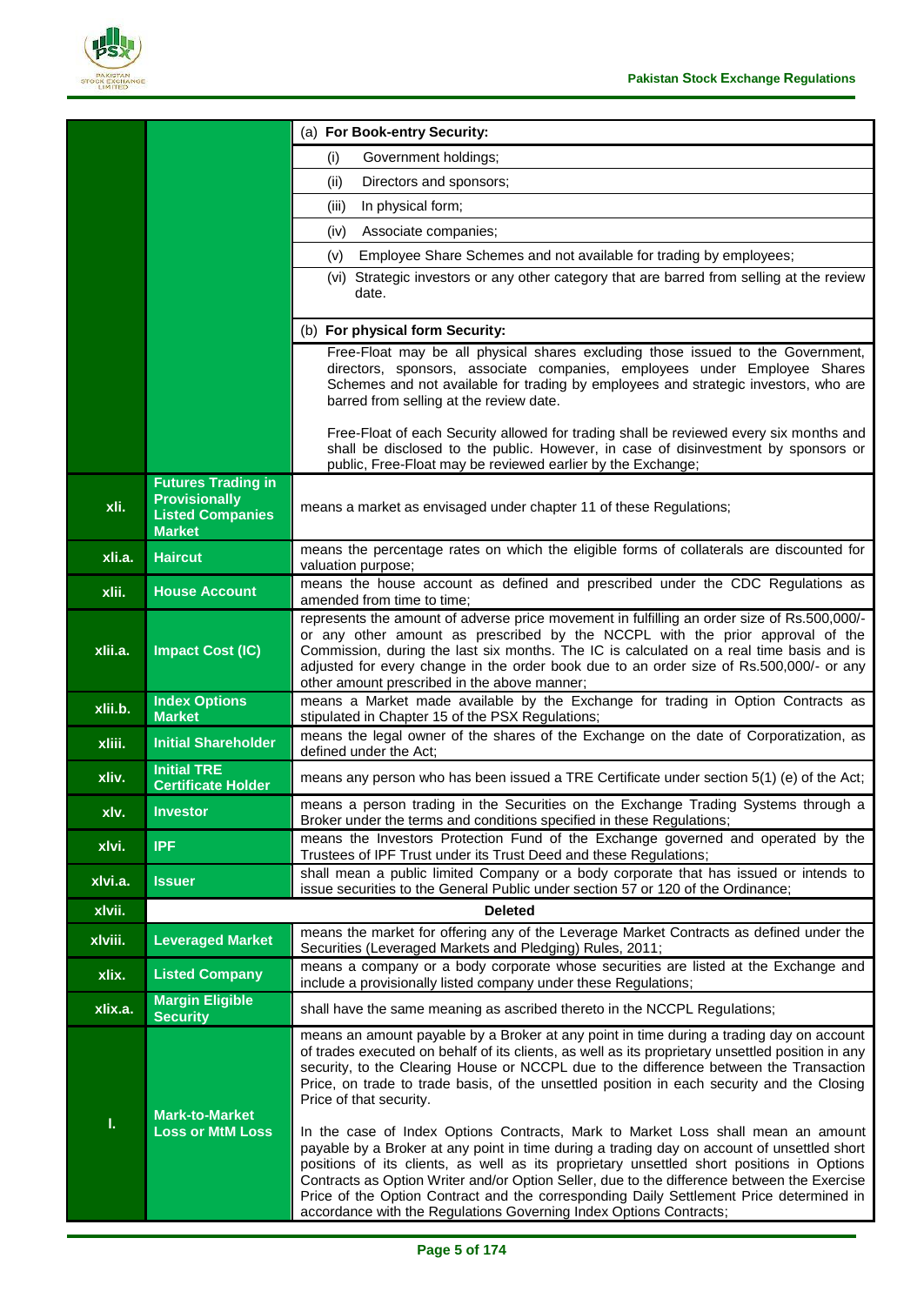| | | |
|---|---|---|
| | | (a) **For Book-entry Security:**<br>(i) Government holdings;<br>(ii) Directors and sponsors;<br>(iii) In physical form;<br>(iv) Associate companies;<br>(v) Employee Share Schemes and not available for trading by employees;<br>(vi) Strategic investors or any other category that are barred from selling at the review date.<br><br>(b) **For physical form Security:**<br>Free-Float may be all physical shares excluding those issued to the Government, directors, sponsors, associate companies, employees under Employee Shares Schemes and not available for trading by employees and strategic investors, who are barred from selling at the review date.<br><br>Free-Float of each Security allowed for trading shall be reviewed every six months and shall be disclosed to the public. However, in case of disinvestment by sponsors or public, Free-Float may be reviewed earlier by the Exchange; |
| xli. | **Futures Trading in Provisionally Listed Companies Market** | means a market as envisaged under chapter 11 of these Regulations; |
| xli.a. | **Haircut** | means the percentage rates on which the eligible forms of collaterals are discounted for valuation purpose; |
| xlii. | **House Account** | means the house account as defined and prescribed under the CDC Regulations as amended from time to time; |
| xlii.a. | **Impact Cost (IC)** | represents the amount of adverse price movement in fulfilling an order size of Rs.500,000/- or any other amount as prescribed by the NCCPL with the prior approval of the Commission, during the last six months. The IC is calculated on a real time basis and is adjusted for every change in the order book due to an order size of Rs.500,000/- or any other amount prescribed in the above manner; |
| xlii.b. | **Index Options Market** | means a Market made available by the Exchange for trading in Option Contracts as stipulated in Chapter 15 of the PSX Regulations; |
| xliii. | **Initial Shareholder** | means the legal owner of the shares of the Exchange on the date of Corporatization, as defined under the Act; |
| xliv. | **Initial TRE Certificate Holder** | means any person who has been issued a TRE Certificate under section 5(1) (e) of the Act; |
| xlv. | **Investor** | means a person trading in the Securities on the Exchange Trading Systems through a Broker under the terms and conditions specified in these Regulations; |
| xlvi. | **IPF** | means the Investors Protection Fund of the Exchange governed and operated by the Trustees of IPF Trust under its Trust Deed and these Regulations; |
| xlvi.a. | **Issuer** | shall mean a public limited Company or a body corporate that has issued or intends to issue securities to the General Public under section 57 or 120 of the Ordinance; |
| xlvii. | **Deleted** | |
| xlviii. | **Leveraged Market** | means the market for offering any of the Leverage Market Contracts as defined under the Securities (Leveraged Markets and Pledging) Rules, 2011; |
| xlix. | **Listed Company** | means a company or a body corporate whose securities are listed at the Exchange and include a provisionally listed company under these Regulations; |
| xlix.a. | **Margin Eligible Security** | shall have the same meaning as ascribed thereto in the NCCPL Regulations; |
| l. | **Mark-to-Market Loss or MtM Loss** | means an amount payable by a Broker at any point in time during a trading day on account of trades executed on behalf of its clients, as well as its proprietary unsettled position in any security, to the Clearing House or NCCPL due to the difference between the Transaction Price, on trade to trade basis, of the unsettled position in each security and the Closing Price of that security.<br><br>In the case of Index Options Contracts, Mark to Market Loss shall mean an amount payable by a Broker at any point in time during a trading day on account of unsettled short positions of its clients, as well as its proprietary unsettled short positions in Options Contracts as Option Writer and/or Option Seller, due to the difference between the Exercise Price of the Option Contract and the corresponding Daily Settlement Price determined in accordance with the Regulations Governing Index Options Contracts; |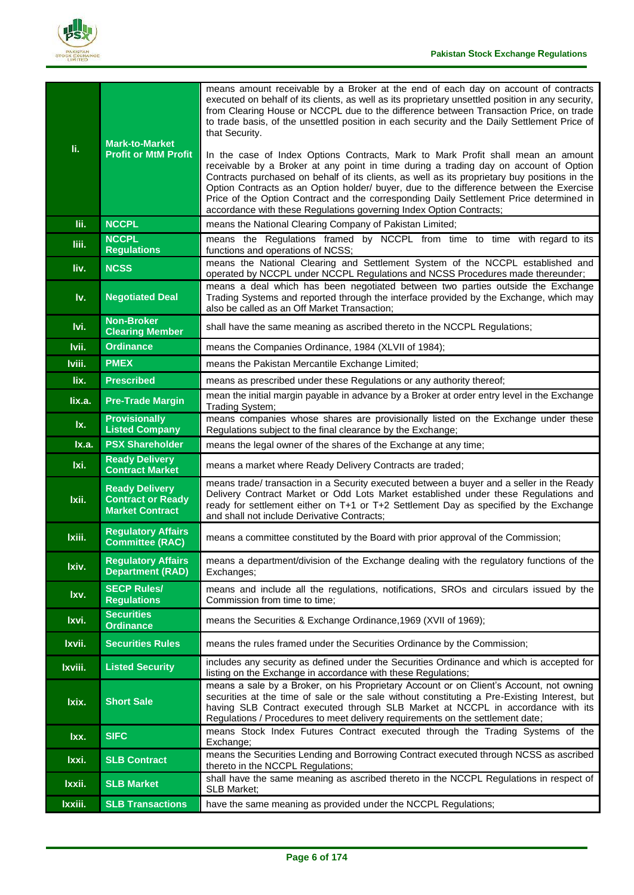| | | |
|---|---|---|
| **li.** | **Mark-to-Market Profit or MtM Profit** | means amount receivable by a Broker at the end of each day on account of contracts executed on behalf of its clients, as well as its proprietary unsettled position in any security, from Clearing House or NCCPL due to the difference between Transaction Price, on trade to trade basis, of the unsettled position in each security and the Daily Settlement Price of that Security.<br><br>In the case of Index Options Contracts, Mark to Mark Profit shall mean an amount receivable by a Broker at any point in time during a trading day on account of Option Contracts purchased on behalf of its clients, as well as its proprietary buy positions in the Option Contracts as an Option holder/ buyer, due to the difference between the Exercise Price of the Option Contract and the corresponding Daily Settlement Price determined in accordance with these Regulations governing Index Option Contracts; |
| **lii.** | **NCCPL** | means the National Clearing Company of Pakistan Limited; |
| **liii.** | **NCCPL Regulations** | means the Regulations framed by NCCPL from time to time with regard to its functions and operations of NCSS; |
| **liv.** | **NCSS** | means the National Clearing and Settlement System of the NCCPL established and operated by NCCPL under NCCPL Regulations and NCSS Procedures made thereunder; |
| **lv.** | **Negotiated Deal** | means a deal which has been negotiated between two parties outside the Exchange Trading Systems and reported through the interface provided by the Exchange, which may also be called as an Off Market Transaction; |
| **lvi.** | **Non-Broker Clearing Member** | shall have the same meaning as ascribed thereto in the NCCPL Regulations; |
| **lvii.** | **Ordinance** | means the Companies Ordinance, 1984 (XLVII of 1984); |
| **lviii.** | **PMEX** | means the Pakistan Mercantile Exchange Limited; |
| **lix.** | **Prescribed** | means as prescribed under these Regulations or any authority thereof; |
| **lix.a.** | **Pre-Trade Margin** | mean the initial margin payable in advance by a Broker at order entry level in the Exchange Trading System; |
| **lx.** | **Provisionally Listed Company** | means companies whose shares are provisionally listed on the Exchange under these Regulations subject to the final clearance by the Exchange; |
| **lx.a.** | **PSX Shareholder** | means the legal owner of the shares of the Exchange at any time; |
| **lxi.** | **Ready Delivery Contract Market** | means a market where Ready Delivery Contracts are traded; |
| **lxii.** | **Ready Delivery Contract or Ready Market Contract** | means trade/ transaction in a Security executed between a buyer and a seller in the Ready Delivery Contract Market or Odd Lots Market established under these Regulations and ready for settlement either on T+1 or T+2 Settlement Day as specified by the Exchange and shall not include Derivative Contracts; |
| **lxiii.** | **Regulatory Affairs Committee (RAC)** | means a committee constituted by the Board with prior approval of the Commission; |
| **lxiv.** | **Regulatory Affairs Department (RAD)** | means a department/division of the Exchange dealing with the regulatory functions of the Exchanges; |
| **lxv.** | **SECP Rules/ Regulations** | means and include all the regulations, notifications, SROs and circulars issued by the Commission from time to time; |
| **lxvi.** | **Securities Ordinance** | means the Securities & Exchange Ordinance,1969 (XVII of 1969); |
| **lxvii.** | **Securities Rules** | means the rules framed under the Securities Ordinance by the Commission; |
| **lxviii.** | **Listed Security** | includes any security as defined under the Securities Ordinance and which is accepted for listing on the Exchange in accordance with these Regulations; |
| **lxix.** | **Short Sale** | means a sale by a Broker, on his Proprietary Account or on Client's Account, not owning securities at the time of sale or the sale without constituting a Pre-Existing Interest, but having SLB Contract executed through SLB Market at NCCPL in accordance with its Regulations / Procedures to meet delivery requirements on the settlement date; |
| **lxx.** | **SIFC** | means Stock Index Futures Contract executed through the Trading Systems of the Exchange; |
| **lxxi.** | **SLB Contract** | means the Securities Lending and Borrowing Contract executed through NCSS as ascribed thereto in the NCCPL Regulations; |
| **lxxii.** | **SLB Market** | shall have the same meaning as ascribed thereto in the NCCPL Regulations in respect of SLB Market; |
| **lxxiii.** | **SLB Transactions** | have the same meaning as provided under the NCCPL Regulations; |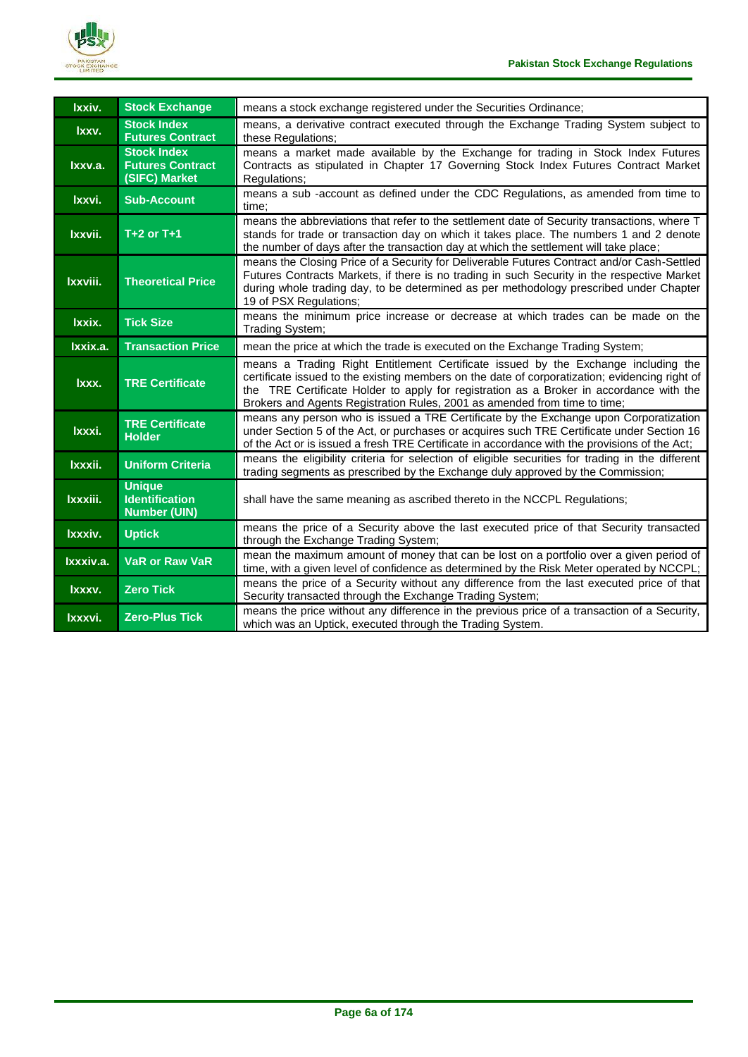| | | |
|---|---|---|
| lxxiv. | **Stock Exchange** | means a stock exchange registered under the Securities Ordinance; |
| lxxv. | **Stock Index Futures Contract** | means, a derivative contract executed through the Exchange Trading System subject to these Regulations; |
| lxxv.a. | **Stock Index Futures Contract (SIFC) Market** | means a market made available by the Exchange for trading in Stock Index Futures Contracts as stipulated in Chapter 17 Governing Stock Index Futures Contract Market Regulations; |
| lxxvi. | **Sub-Account** | means a sub -account as defined under the CDC Regulations, as amended from time to time; |
| lxxvii. | **T+2 or T+1** | means the abbreviations that refer to the settlement date of Security transactions, where T stands for trade or transaction day on which it takes place. The numbers 1 and 2 denote the number of days after the transaction day at which the settlement will take place; |
| lxxviii. | **Theoretical Price** | means the Closing Price of a Security for Deliverable Futures Contract and/or Cash-Settled Futures Contracts Markets, if there is no trading in such Security in the respective Market during whole trading day, to be determined as per methodology prescribed under Chapter 19 of PSX Regulations; |
| lxxix. | **Tick Size** | means the minimum price increase or decrease at which trades can be made on the Trading System; |
| lxxix.a. | **Transaction Price** | mean the price at which the trade is executed on the Exchange Trading System; |
| lxxx. | **TRE Certificate** | means a Trading Right Entitlement Certificate issued by the Exchange including the certificate issued to the existing members on the date of corporatization; evidencing right of the TRE Certificate Holder to apply for registration as a Broker in accordance with the Brokers and Agents Registration Rules, 2001 as amended from time to time; |
| lxxxi. | **TRE Certificate Holder** | means any person who is issued a TRE Certificate by the Exchange upon Corporatization under Section 5 of the Act, or purchases or acquires such TRE Certificate under Section 16 of the Act or is issued a fresh TRE Certificate in accordance with the provisions of the Act; |
| lxxxii. | **Uniform Criteria** | means the eligibility criteria for selection of eligible securities for trading in the different trading segments as prescribed by the Exchange duly approved by the Commission; |
| lxxxiii. | **Unique Identification Number (UIN)** | shall have the same meaning as ascribed thereto in the NCCPL Regulations; |
| lxxxiv. | **Uptick** | means the price of a Security above the last executed price of that Security transacted through the Exchange Trading System; |
| lxxxiv.a. | **VaR or Raw VaR** | mean the maximum amount of money that can be lost on a portfolio over a given period of time, with a given level of confidence as determined by the Risk Meter operated by NCCPL; |
| lxxxv. | **Zero Tick** | means the price of a Security without any difference from the last executed price of that Security transacted through the Exchange Trading System; |
| lxxxvi. | **Zero-Plus Tick** | means the price without any difference in the previous price of a transaction of a Security, which was an Uptick, executed through the Trading System. |